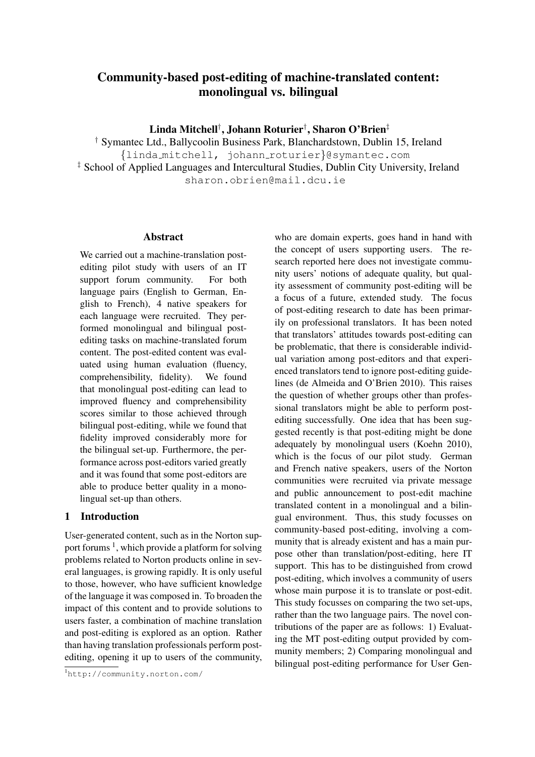# Community-based post-editing of machine-translated content: monolingual vs. bilingual

**Linda Mitchell**[†], **Johann Roturier**[†], **Sharon O'Brien**[‡]

[†] Symantec Ltd., Ballycoolin Business Park, Blanchardstown, Dublin 15, Ireland
{linda_mitchell, johann_roturier}@symantec.com

[‡] School of Applied Languages and Intercultural Studies, Dublin City University, Ireland
sharon.obrien@mail.dcu.ie

## Abstract

We carried out a machine-translation post-editing pilot study with users of an IT support forum community. For both language pairs (English to German, English to French), 4 native speakers for each language were recruited. They performed monolingual and bilingual post-editing tasks on machine-translated forum content. The post-edited content was evaluated using human evaluation (fluency, comprehensibility, fidelity). We found that monolingual post-editing can lead to improved fluency and comprehensibility scores similar to those achieved through bilingual post-editing, while we found that fidelity improved considerably more for the bilingual set-up. Furthermore, the performance across post-editors varied greatly and it was found that some post-editors are able to produce better quality in a monolingual set-up than others.

## 1 Introduction

User-generated content, such as in the Norton support forums [1], which provide a platform for solving problems related to Norton products online in several languages, is growing rapidly. It is only useful to those, however, who have sufficient knowledge of the language it was composed in. To broaden the impact of this content and to provide solutions to users faster, a combination of machine translation and post-editing is explored as an option. Rather than having translation professionals perform post-editing, opening it up to users of the community, who are domain experts, goes hand in hand with the concept of users supporting users. The research reported here does not investigate community users' notions of adequate quality, but quality assessment of community post-editing will be a focus of a future, extended study. The focus of post-editing research to date has been primarily on professional translators. It has been noted that translators' attitudes towards post-editing can be problematic, that there is considerable individual variation among post-editors and that experienced translators tend to ignore post-editing guidelines (de Almeida and O'Brien 2010). This raises the question of whether groups other than professional translators might be able to perform post-editing successfully. One idea that has been suggested recently is that post-editing might be done adequately by monolingual users (Koehn 2010), which is the focus of our pilot study. German and French native speakers, users of the Norton communities were recruited via private message and public announcement to post-edit machine translated content in a monolingual and a bilingual environment. Thus, this study focusses on community-based post-editing, involving a community that is already existent and has a main purpose other than translation/post-editing, here IT support. This has to be distinguished from crowd post-editing, which involves a community of users whose main purpose it is to translate or post-edit. This study focusses on comparing the two set-ups, rather than the two language pairs. The novel contributions of the paper are as follows: 1) Evaluating the MT post-editing output provided by community members; 2) Comparing monolingual and bilingual post-editing performance for User Gen-

[1] http://community.norton.com/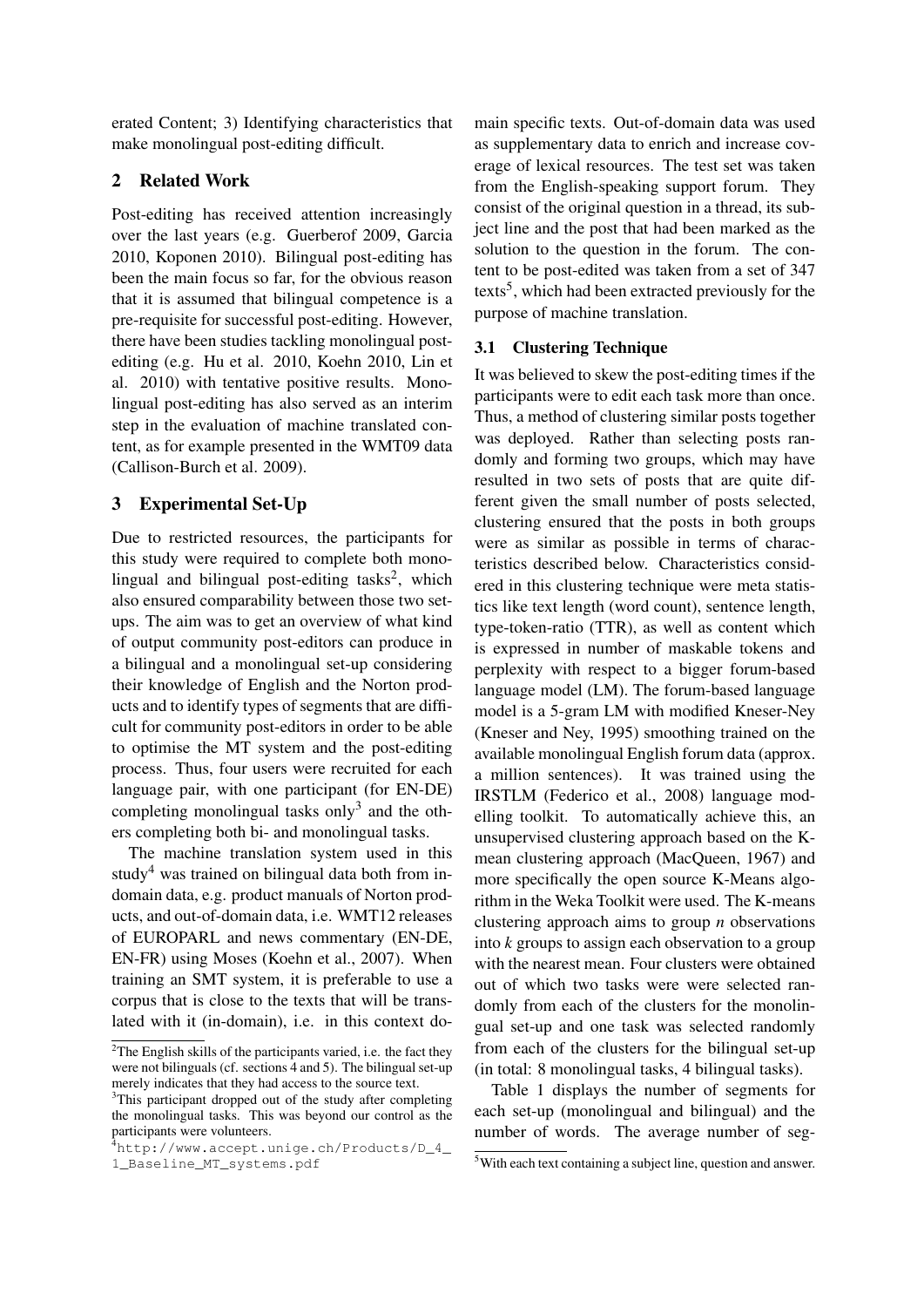erated Content; 3) Identifying characteristics that make monolingual post-editing difficult.

## 2 Related Work

Post-editing has received attention increasingly over the last years (e.g. Guerberof 2009, Garcia 2010, Koponen 2010). Bilingual post-editing has been the main focus so far, for the obvious reason that it is assumed that bilingual competence is a pre-requisite for successful post-editing. However, there have been studies tackling monolingual post-editing (e.g. Hu et al. 2010, Koehn 2010, Lin et al. 2010) with tentative positive results. Monolingual post-editing has also served as an interim step in the evaluation of machine translated content, as for example presented in the WMT09 data (Callison-Burch et al. 2009).

## 3 Experimental Set-Up

Due to restricted resources, the participants for this study were required to complete both monolingual and bilingual post-editing tasks[2], which also ensured comparability between those two set-ups. The aim was to get an overview of what kind of output community post-editors can produce in a bilingual and a monolingual set-up considering their knowledge of English and the Norton products and to identify types of segments that are difficult for community post-editors in order to be able to optimise the MT system and the post-editing process. Thus, four users were recruited for each language pair, with one participant (for EN-DE) completing monolingual tasks only[3] and the others completing both bi- and monolingual tasks.

The machine translation system used in this study[4] was trained on bilingual data both from in-domain data, e.g. product manuals of Norton products, and out-of-domain data, i.e. WMT12 releases of EUROPARL and news commentary (EN-DE, EN-FR) using Moses (Koehn et al., 2007). When training an SMT system, it is preferable to use a corpus that is close to the texts that will be translated with it (in-domain), i.e. in this context domain specific texts. Out-of-domain data was used as supplementary data to enrich and increase coverage of lexical resources. The test set was taken from the English-speaking support forum. They consist of the original question in a thread, its subject line and the post that had been marked as the solution to the question in the forum. The content to be post-edited was taken from a set of 347 texts[5], which had been extracted previously for the purpose of machine translation.

### 3.1 Clustering Technique

It was believed to skew the post-editing times if the participants were to edit each task more than once. Thus, a method of clustering similar posts together was deployed. Rather than selecting posts randomly and forming two groups, which may have resulted in two sets of posts that are quite different given the small number of posts selected, clustering ensured that the posts in both groups were as similar as possible in terms of characteristics described below. Characteristics considered in this clustering technique were meta statistics like text length (word count), sentence length, type-token-ratio (TTR), as well as content which is expressed in number of maskable tokens and perplexity with respect to a bigger forum-based language model (LM). The forum-based language model is a 5-gram LM with modified Kneser-Ney (Kneser and Ney, 1995) smoothing trained on the available monolingual English forum data (approx. a million sentences). It was trained using the IRSTLM (Federico et al., 2008) language modelling toolkit. To automatically achieve this, an unsupervised clustering approach based on the K-mean clustering approach (MacQueen, 1967) and more specifically the open source K-Means algorithm in the Weka Toolkit were used. The K-means clustering approach aims to group *n* observations into *k* groups to assign each observation to a group with the nearest mean. Four clusters were obtained out of which two tasks were were selected randomly from each of the clusters for the monolingual set-up and one task was selected randomly from each of the clusters for the bilingual set-up (in total: 8 monolingual tasks, 4 bilingual tasks).

Table 1 displays the number of segments for each set-up (monolingual and bilingual) and the number of words. The average number of seg-

---

[2] The English skills of the participants varied, i.e. the fact they were not bilinguals (cf. sections 4 and 5). The bilingual set-up merely indicates that they had access to the source text.

[3] This participant dropped out of the study after completing the monolingual tasks. This was beyond our control as the participants were volunteers.

[4] http://www.accept.unige.ch/Products/D_4_1_Baseline_MT_systems.pdf

[5] With each text containing a subject line, question and answer.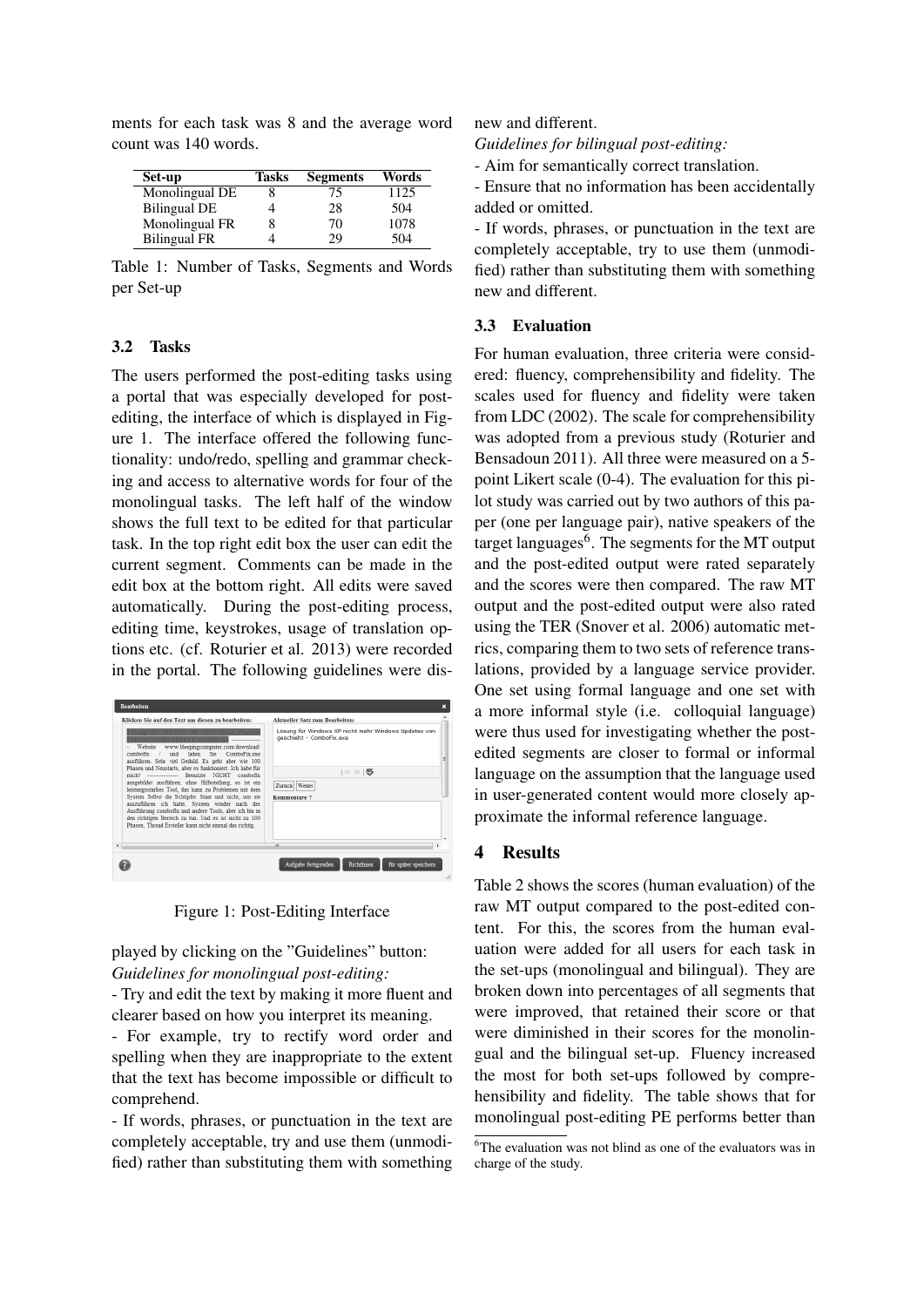ments for each task was 8 and the average word count was 140 words.

| Set-up | Tasks | Segments | Words |
|---|---|---|---|
| Monolingual DE | 8 | 75 | 1125 |
| Bilingual DE | 4 | 28 | 504 |
| Monolingual FR | 8 | 70 | 1078 |
| Bilingual FR | 4 | 29 | 504 |

Table 1: Number of Tasks, Segments and Words per Set-up

### 3.2 Tasks

The users performed the post-editing tasks using a portal that was especially developed for post-editing, the interface of which is displayed in Figure 1. The interface offered the following functionality: undo/redo, spelling and grammar checking and access to alternative words for four of the monolingual tasks. The left half of the window shows the full text to be edited for that particular task. In the top right edit box the user can edit the current segment. Comments can be made in the edit box at the bottom right. All edits were saved automatically. During the post-editing process, editing time, keystrokes, usage of translation options etc. (cf. Roturier et al. 2013) were recorded in the portal. The following guidelines were displayed by clicking on the "Guidelines" button:

Figure 1: Post-Editing Interface

*Guidelines for monolingual post-editing:*

- Try and edit the text by making it more fluent and clearer based on how you interpret its meaning.
- For example, try to rectify word order and spelling when they are inappropriate to the extent that the text has become impossible or difficult to comprehend.
- If words, phrases, or punctuation in the text are completely acceptable, try and use them (unmodified) rather than substituting them with something new and different.

*Guidelines for bilingual post-editing:*

- Aim for semantically correct translation.
- Ensure that no information has been accidentally added or omitted.
- If words, phrases, or punctuation in the text are completely acceptable, try to use them (unmodified) rather than substituting them with something new and different.

### 3.3 Evaluation

For human evaluation, three criteria were considered: fluency, comprehensibility and fidelity. The scales used for fluency and fidelity were taken from LDC (2002). The scale for comprehensibility was adopted from a previous study (Roturier and Bensadoun 2011). All three were measured on a 5-point Likert scale (0-4). The evaluation for this pilot study was carried out by two authors of this paper (one per language pair), native speakers of the target languages[6]. The segments for the MT output and the post-edited output were rated separately and the scores were then compared. The raw MT output and the post-edited output were also rated using the TER (Snover et al. 2006) automatic metrics, comparing them to two sets of reference translations, provided by a language service provider. One set using formal language and one set with a more informal style (i.e. colloquial language) were thus used for investigating whether the post-edited segments are closer to formal or informal language on the assumption that the language used in user-generated content would more closely approximate the informal reference language.

## 4 Results

Table 2 shows the scores (human evaluation) of the raw MT output compared to the post-edited content. For this, the scores from the human evaluation were added for all users for each task in the set-ups (monolingual and bilingual). They are broken down into percentages of all segments that were improved, that retained their score or that were diminished in their scores for the monolingual and the bilingual set-up. Fluency increased the most for both set-ups followed by comprehensibility and fidelity. The table shows that for monolingual post-editing PE performs better than

[6]The evaluation was not blind as one of the evaluators was in charge of the study.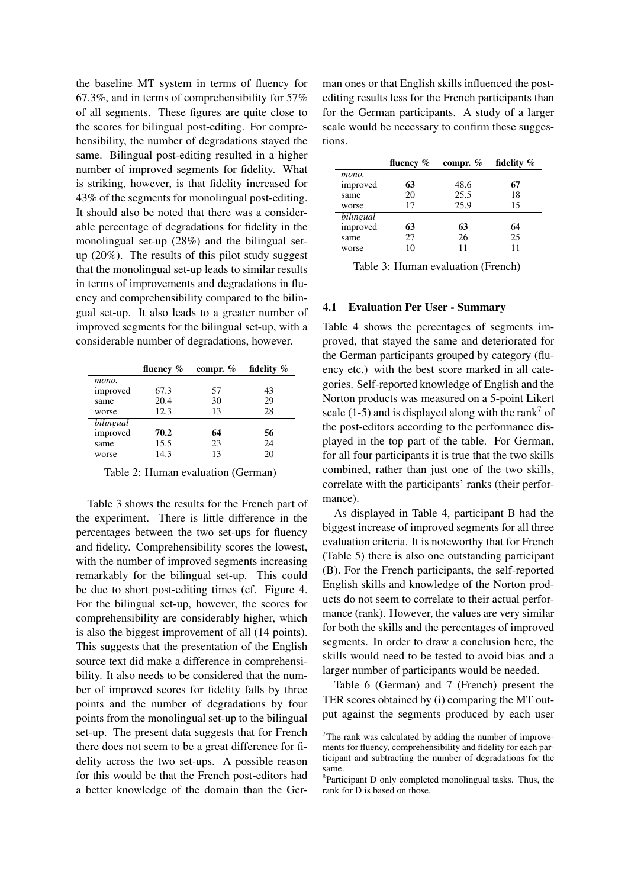the baseline MT system in terms of fluency for 67.3%, and in terms of comprehensibility for 57% of all segments. These figures are quite close to the scores for bilingual post-editing. For comprehensibility, the number of degradations stayed the same. Bilingual post-editing resulted in a higher number of improved segments for fidelity. What is striking, however, is that fidelity increased for 43% of the segments for monolingual post-editing. It should also be noted that there was a considerable percentage of degradations for fidelity in the monolingual set-up (28%) and the bilingual set-up (20%). The results of this pilot study suggest that the monolingual set-up leads to similar results in terms of improvements and degradations in fluency and comprehensibility compared to the bilingual set-up. It also leads to a greater number of improved segments for the bilingual set-up, with a considerable number of degradations, however.

| | fluency % | compr. % | fidelity % |
|---|---|---|---|
| *mono.* | | | |
| improved | 67.3 | 57 | 43 |
| same | 20.4 | 30 | 29 |
| worse | 12.3 | 13 | 28 |
| *bilingual* | | | |
| improved | **70.2** | **64** | **56** |
| same | 15.5 | 23 | 24 |
| worse | 14.3 | 13 | 20 |

Table 2: Human evaluation (German)

Table 3 shows the results for the French part of the experiment. There is little difference in the percentages between the two set-ups for fluency and fidelity. Comprehensibility scores the lowest, with the number of improved segments increasing remarkably for the bilingual set-up. This could be due to short post-editing times (cf. Figure 4. For the bilingual set-up, however, the scores for comprehensibility are considerably higher, which is also the biggest improvement of all (14 points). This suggests that the presentation of the English source text did make a difference in comprehensibility. It also needs to be considered that the number of improved scores for fidelity falls by three points and the number of degradations by four points from the monolingual set-up to the bilingual set-up. The present data suggests that for French there does not seem to be a great difference for fidelity across the two set-ups. A possible reason for this would be that the French post-editors had a better knowledge of the domain than the German ones or that English skills influenced the post-editing results less for the French participants than for the German participants. A study of a larger scale would be necessary to confirm these suggestions.

| | fluency % | compr. % | fidelity % |
|---|---|---|---|
| *mono.* | | | |
| improved | **63** | 48.6 | **67** |
| same | 20 | 25.5 | 18 |
| worse | 17 | 25.9 | 15 |
| *bilingual* | | | |
| improved | **63** | **63** | 64 |
| same | 27 | 26 | 25 |
| worse | 10 | 11 | 11 |

Table 3: Human evaluation (French)

### 4.1 Evaluation Per User - Summary

Table 4 shows the percentages of segments improved, that stayed the same and deteriorated for the German participants grouped by category (fluency etc.) with the best score marked in all categories. Self-reported knowledge of English and the Norton products was measured on a 5-point Likert scale (1-5) and is displayed along with the rank[7] of the post-editors according to the performance displayed in the top part of the table. For German, for all four participants it is true that the two skills combined, rather than just one of the two skills, correlate with the participants' ranks (their performance).

As displayed in Table 4, participant B had the biggest increase of improved segments for all three evaluation criteria. It is noteworthy that for French (Table 5) there is also one outstanding participant (B). For the French participants, the self-reported English skills and knowledge of the Norton products do not seem to correlate to their actual performance (rank). However, the values are very similar for both the skills and the percentages of improved segments. In order to draw a conclusion here, the skills would need to be tested to avoid bias and a larger number of participants would be needed.

Table 6 (German) and 7 (French) present the TER scores obtained by (i) comparing the MT output against the segments produced by each user

[7] The rank was calculated by adding the number of improvements for fluency, comprehensibility and fidelity for each participant and subtracting the number of degradations for the same.

[8] Participant D only completed monolingual tasks. Thus, the rank for D is based on those.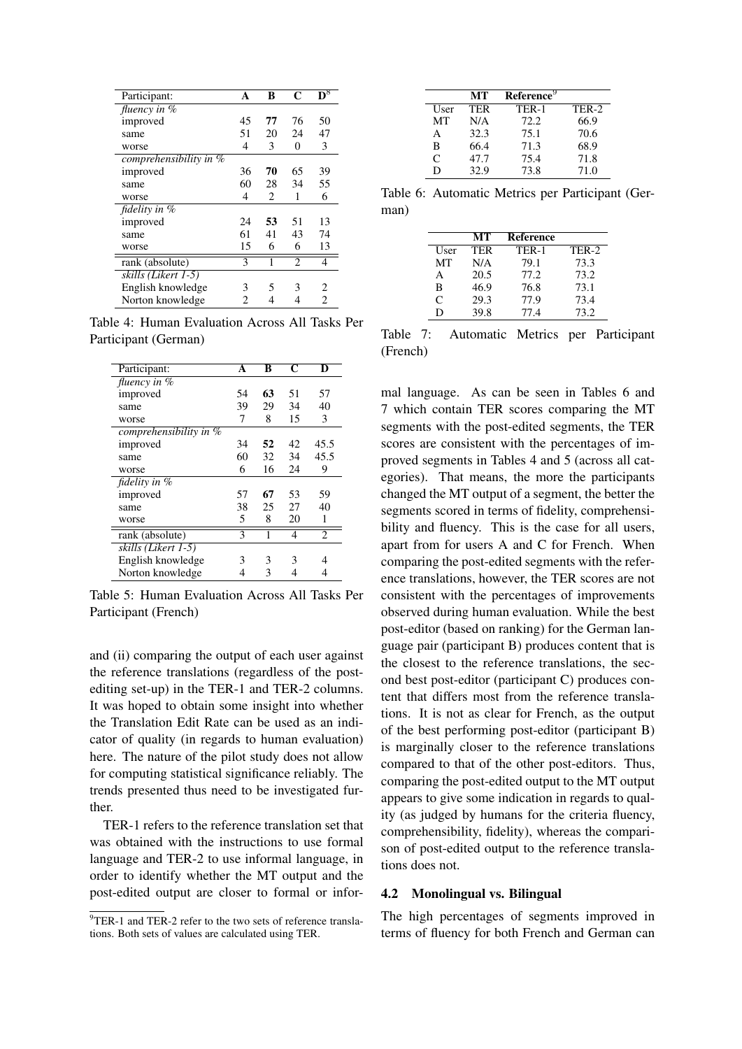| Participant: | A | B | C | D[8] |
|---|---|---|---|---|
| *fluency in %* | | | | |
| improved | 45 | **77** | 76 | 50 |
| same | 51 | 20 | 24 | 47 |
| worse | 4 | 3 | 0 | 3 |
| *comprehensibility in %* | | | | |
| improved | 36 | **70** | 65 | 39 |
| same | 60 | 28 | 34 | 55 |
| worse | 4 | 2 | 1 | 6 |
| *fidelity in %* | | | | |
| improved | 24 | **53** | 51 | 13 |
| same | 61 | 41 | 43 | 74 |
| worse | 15 | 6 | 6 | 13 |
| rank (absolute) | 3 | 1 | 2 | 4 |
| *skills (Likert 1-5)* | | | | |
| English knowledge | 3 | 5 | 3 | 2 |
| Norton knowledge | 2 | 4 | 4 | 2 |

Table 4: Human Evaluation Across All Tasks Per Participant (German)

| Participant: | A | B | C | D |
|---|---|---|---|---|
| *fluency in %* | | | | |
| improved | 54 | **63** | 51 | 57 |
| same | 39 | 29 | 34 | 40 |
| worse | 7 | 8 | 15 | 3 |
| *comprehensibility in %* | | | | |
| improved | 34 | **52** | 42 | 45.5 |
| same | 60 | 32 | 34 | 45.5 |
| worse | 6 | 16 | 24 | 9 |
| *fidelity in %* | | | | |
| improved | 57 | **67** | 53 | 59 |
| same | 38 | 25 | 27 | 40 |
| worse | 5 | 8 | 20 | 1 |
| rank (absolute) | 3 | 1 | 4 | 2 |
| *skills (Likert 1-5)* | | | | |
| English knowledge | 3 | 3 | 3 | 4 |
| Norton knowledge | 4 | 3 | 4 | 4 |

Table 5: Human Evaluation Across All Tasks Per Participant (French)

and (ii) comparing the output of each user against the reference translations (regardless of the post-editing set-up) in the TER-1 and TER-2 columns. It was hoped to obtain some insight into whether the Translation Edit Rate can be used as an indicator of quality (in regards to human evaluation) here. The nature of the pilot study does not allow for computing statistical significance reliably. The trends presented thus need to be investigated further.

TER-1 refers to the reference translation set that was obtained with the instructions to use formal language and TER-2 to use informal language, in order to identify whether the MT output and the post-edited output are closer to formal or informal language. As can be seen in Tables 6 and 7 which contain TER scores comparing the MT segments with the post-edited segments, the TER scores are consistent with the percentages of improved segments in Tables 4 and 5 (across all categories). That means, the more the participants changed the MT output of a segment, the better the segments scored in terms of fidelity, comprehensibility and fluency. This is the case for all users, apart from for users A and C for French. When comparing the post-edited segments with the reference translations, however, the TER scores are not consistent with the percentages of improvements observed during human evaluation. While the best post-editor (based on ranking) for the German language pair (participant B) produces content that is the closest to the reference translations, the second best post-editor (participant C) produces content that differs most from the reference translations. It is not as clear for French, as the output of the best performing post-editor (participant B) is marginally closer to the reference translations compared to that of the other post-editors. Thus, comparing the post-edited output to the MT output appears to give some indication in regards to quality (as judged by humans for the criteria fluency, comprehensibility, fidelity), whereas the comparison of post-edited output to the reference translations does not.

| | MT | Reference[9] | |
|---|---|---|---|
| User | TER | TER-1 | TER-2 |
| MT | N/A | 72.2 | 66.9 |
| A | 32.3 | 75.1 | 70.6 |
| B | 66.4 | 71.3 | 68.9 |
| C | 47.7 | 75.4 | 71.8 |
| D | 32.9 | 73.8 | 71.0 |

Table 6: Automatic Metrics per Participant (German)

| | MT | Reference | |
|---|---|---|---|
| User | TER | TER-1 | TER-2 |
| MT | N/A | 79.1 | 73.3 |
| A | 20.5 | 77.2 | 73.2 |
| B | 46.9 | 76.8 | 73.1 |
| C | 29.3 | 77.9 | 73.4 |
| D | 39.8 | 77.4 | 73.2 |

Table 7: Automatic Metrics per Participant (French)

### 4.2 Monolingual vs. Bilingual

The high percentages of segments improved in terms of fluency for both French and German can

[9] TER-1 and TER-2 refer to the two sets of reference translations. Both sets of values are calculated using TER.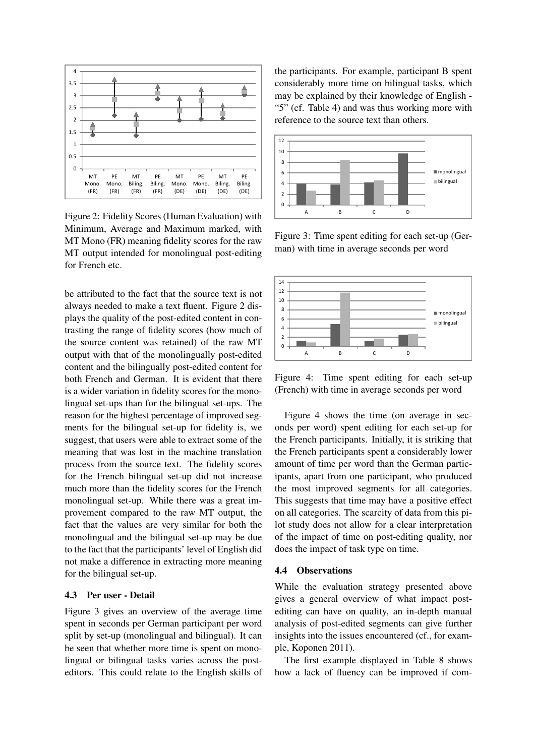Figure 2: Fidelity Scores (Human Evaluation) with Minimum, Average and Maximum marked, with MT Mono (FR) meaning fidelity scores for the raw MT output intended for monolingual post-editing for French etc.

be attributed to the fact that the source text is not always needed to make a text fluent. Figure 2 displays the quality of the post-edited content in contrasting the range of fidelity scores (how much of the source content was retained) of the raw MT output with that of the monolingually post-edited content and the bilingually post-edited content for both French and German. It is evident that there is a wider variation in fidelity scores for the monolingual set-ups than for the bilingual set-ups. The reason for the highest percentage of improved segments for the bilingual set-up for fidelity is, we suggest, that users were able to extract some of the meaning that was lost in the machine translation process from the source text. The fidelity scores for the French bilingual set-up did not increase much more than the fidelity scores for the French monolingual set-up. While there was a great improvement compared to the raw MT output, the fact that the values are very similar for both the monolingual and the bilingual set-up may be due to the fact that the participants' level of English did not make a difference in extracting more meaning for the bilingual set-up.

### 4.3 Per user - Detail

Figure 3 gives an overview of the average time spent in seconds per German participant per word split by set-up (monolingual and bilingual). It can be seen that whether more time is spent on monolingual or bilingual tasks varies across the post-editors. This could relate to the English skills of the participants. For example, participant B spent considerably more time on bilingual tasks, which may be explained by their knowledge of English - "5" (cf. Table 4) and was thus working more with reference to the source text than others.

Figure 3: Time spent editing for each set-up (German) with time in average seconds per word

Figure 4: Time spent editing for each set-up (French) with time in average seconds per word

Figure 4 shows the time (on average in seconds per word) spent editing for each set-up for the French participants. Initially, it is striking that the French participants spent a considerably lower amount of time per word than the German participants, apart from one participant, who produced the most improved segments for all categories. This suggests that time may have a positive effect on all categories. The scarcity of data from this pilot study does not allow for a clear interpretation of the impact of time on post-editing quality, nor does the impact of task type on time.

### 4.4 Observations

While the evaluation strategy presented above gives a general overview of what impact post-editing can have on quality, an in-depth manual analysis of post-edited segments can give further insights into the issues encountered (cf., for example, Koponen 2011).

The first example displayed in Table 8 shows how a lack of fluency can be improved if com-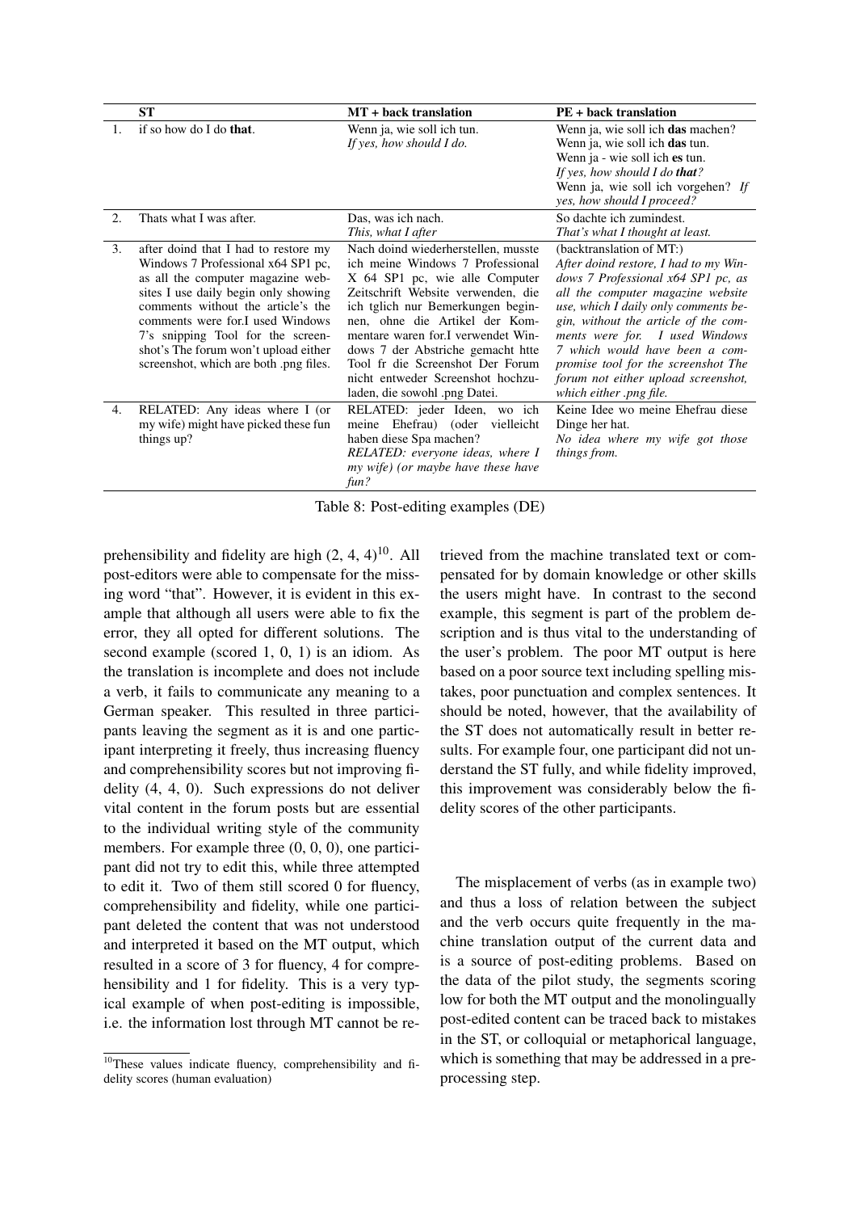|  | ST | MT + back translation | PE + back translation |
|---|---|---|---|
| 1. | if so how do I do **that**. | Wenn ja, wie soll ich tun.<br>*If yes, how should I do.* | Wenn ja, wie soll ich **das** machen?<br>Wenn ja, wie soll ich **das** tun.<br>Wenn ja - wie soll ich **es** tun.<br>*If yes, how should I do* ***that****?*<br>Wenn ja, wie soll ich vorgehen? *If yes, how should I proceed?* |
| 2. | Thats what I was after. | Das, was ich nach.<br>*This, what I after* | So dachte ich zumindest.<br>*That's what I thought at least.* |
| 3. | after doind that I had to restore my Windows 7 Professional x64 SP1 pc, as all the computer magazine websites I use daily begin only showing comments without the article's the comments were for.I used Windows 7's snipping Tool for the screenshot's The forum won't upload either screenshot, which are both .png files. | Nach doind wiederherstellen, musste ich meine Windows 7 Professional X 64 SP1 pc, wie alle Computer Zeitschrift Website verwenden, die ich tglich nur Bemerkungen beginnen, ohne die Artikel der Kommentare waren for.I verwendet Windows 7 der Abstriche gemacht htte Tool fr die Screenshot Der Forum nicht entweder Screenshot hochzuladen, die sowohl .png Datei. | (backtranslation of MT:)<br>*After doind restore, I had to my Windows 7 Professional x64 SP1 pc, as all the computer magazine website use, which I daily only comments begin, without the article of the comments were for. I used Windows 7 which would have been a compromise tool for the screenshot The forum not either upload screenshot, which either .png file.* |
| 4. | RELATED: Any ideas where I (or my wife) might have picked these fun things up? | RELATED: jeder Ideen, wo ich meine Ehefrau) (oder vielleicht haben diese Spa machen?<br>*RELATED: everyone ideas, where I my wife) (or maybe have these have fun?* | Keine Idee wo meine Ehefrau diese Dinge her hat.<br>*No idea where my wife got those things from.* |

Table 8: Post-editing examples (DE)

prehensibility and fidelity are high (2, 4, 4)[10]. All post-editors were able to compensate for the missing word "that". However, it is evident in this example that although all users were able to fix the error, they all opted for different solutions. The second example (scored 1, 0, 1) is an idiom. As the translation is incomplete and does not include a verb, it fails to communicate any meaning to a German speaker. This resulted in three participants leaving the segment as it is and one participant interpreting it freely, thus increasing fluency and comprehensibility scores but not improving fidelity (4, 4, 0). Such expressions do not deliver vital content in the forum posts but are essential to the individual writing style of the community members. For example three (0, 0, 0), one participant did not try to edit this, while three attempted to edit it. Two of them still scored 0 for fluency, comprehensibility and fidelity, while one participant deleted the content that was not understood and interpreted it based on the MT output, which resulted in a score of 3 for fluency, 4 for comprehensibility and 1 for fidelity. This is a very typical example of when post-editing is impossible, i.e. the information lost through MT cannot be retrieved from the machine translated text or compensated for by domain knowledge or other skills the users might have. In contrast to the second example, this segment is part of the problem description and is thus vital to the understanding of the user's problem. The poor MT output is here based on a poor source text including spelling mistakes, poor punctuation and complex sentences. It should be noted, however, that the availability of the ST does not automatically result in better results. For example four, one participant did not understand the ST fully, and while fidelity improved, this improvement was considerably below the fidelity scores of the other participants.

The misplacement of verbs (as in example two) and thus a loss of relation between the subject and the verb occurs quite frequently in the machine translation output of the current data and is a source of post-editing problems. Based on the data of the pilot study, the segments scoring low for both the MT output and the monolingually post-edited content can be traced back to mistakes in the ST, or colloquial or metaphorical language, which is something that may be addressed in a preprocessing step.

[10] These values indicate fluency, comprehensibility and fidelity scores (human evaluation)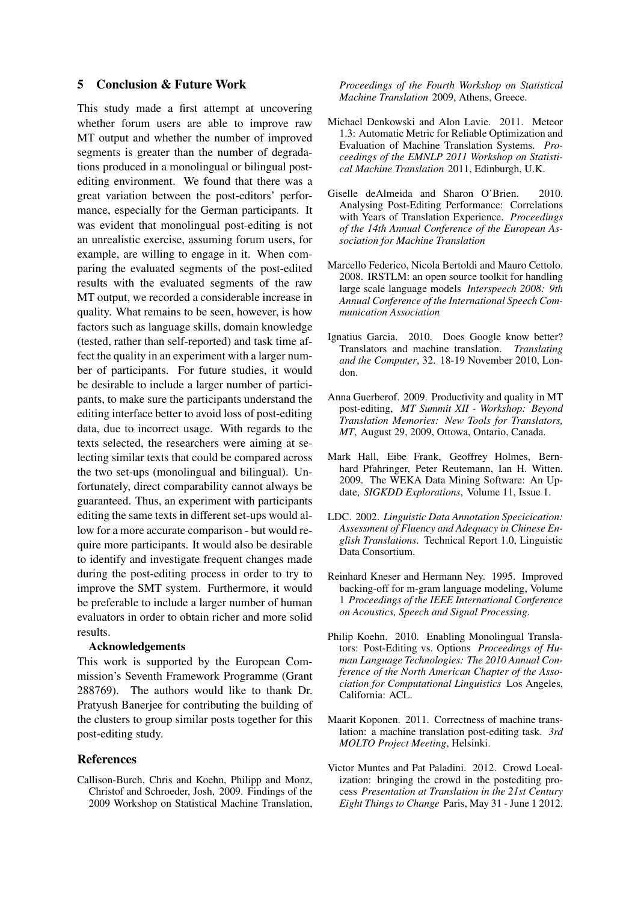## 5 Conclusion & Future Work

This study made a first attempt at uncovering whether forum users are able to improve raw MT output and whether the number of improved segments is greater than the number of degradations produced in a monolingual or bilingual post-editing environment. We found that there was a great variation between the post-editors' performance, especially for the German participants. It was evident that monolingual post-editing is not an unrealistic exercise, assuming forum users, for example, are willing to engage in it. When comparing the evaluated segments of the post-edited results with the evaluated segments of the raw MT output, we recorded a considerable increase in quality. What remains to be seen, however, is how factors such as language skills, domain knowledge (tested, rather than self-reported) and task time affect the quality in an experiment with a larger number of participants. For future studies, it would be desirable to include a larger number of participants, to make sure the participants understand the editing interface better to avoid loss of post-editing data, due to incorrect usage. With regards to the texts selected, the researchers were aiming at selecting similar texts that could be compared across the two set-ups (monolingual and bilingual). Unfortunately, direct comparability cannot always be guaranteed. Thus, an experiment with participants editing the same texts in different set-ups would allow for a more accurate comparison - but would require more participants. It would also be desirable to identify and investigate frequent changes made during the post-editing process in order to try to improve the SMT system. Furthermore, it would be preferable to include a larger number of human evaluators in order to obtain richer and more solid results.

**Acknowledgements**

This work is supported by the European Commission's Seventh Framework Programme (Grant 288769). The authors would like to thank Dr. Pratyush Banerjee for contributing the building of the clusters to group similar posts together for this post-editing study.

## References

Callison-Burch, Chris and Koehn, Philipp and Monz, Christof and Schroeder, Josh, 2009. Findings of the 2009 Workshop on Statistical Machine Translation, *Proceedings of the Fourth Workshop on Statistical Machine Translation* 2009, Athens, Greece.

Michael Denkowski and Alon Lavie. 2011. Meteor 1.3: Automatic Metric for Reliable Optimization and Evaluation of Machine Translation Systems. *Proceedings of the EMNLP 2011 Workshop on Statistical Machine Translation* 2011, Edinburgh, U.K.

Giselle deAlmeida and Sharon O'Brien. 2010. Analysing Post-Editing Performance: Correlations with Years of Translation Experience. *Proceedings of the 14th Annual Conference of the European Association for Machine Translation*

Marcello Federico, Nicola Bertoldi and Mauro Cettolo. 2008. IRSTLM: an open source toolkit for handling large scale language models *Interspeech 2008: 9th Annual Conference of the International Speech Communication Association*

Ignatius Garcia. 2010. Does Google know better? Translators and machine translation. *Translating and the Computer*, 32. 18-19 November 2010, London.

Anna Guerberof. 2009. Productivity and quality in MT post-editing, *MT Summit XII - Workshop: Beyond Translation Memories: New Tools for Translators, MT*, August 29, 2009, Ottowa, Ontario, Canada.

Mark Hall, Eibe Frank, Geoffrey Holmes, Bernhard Pfahringer, Peter Reutemann, Ian H. Witten. 2009. The WEKA Data Mining Software: An Update, *SIGKDD Explorations*, Volume 11, Issue 1.

LDC. 2002. *Linguistic Data Annotation Specicication: Assessment of Fluency and Adequacy in Chinese English Translations*. Technical Report 1.0, Linguistic Data Consortium.

Reinhard Kneser and Hermann Ney. 1995. Improved backing-off for m-gram language modeling, Volume 1 *Proceedings of the IEEE International Conference on Acoustics, Speech and Signal Processing*.

Philip Koehn. 2010. Enabling Monolingual Translators: Post-Editing vs. Options *Proceedings of Human Language Technologies: The 2010 Annual Conference of the North American Chapter of the Association for Computational Linguistics* Los Angeles, California: ACL.

Maarit Koponen. 2011. Correctness of machine translation: a machine translation post-editing task. *3rd MOLTO Project Meeting*, Helsinki.

Victor Muntes and Pat Paladini. 2012. Crowd Localization: bringing the crowd in the postediting process *Presentation at Translation in the 21st Century Eight Things to Change* Paris, May 31 - June 1 2012.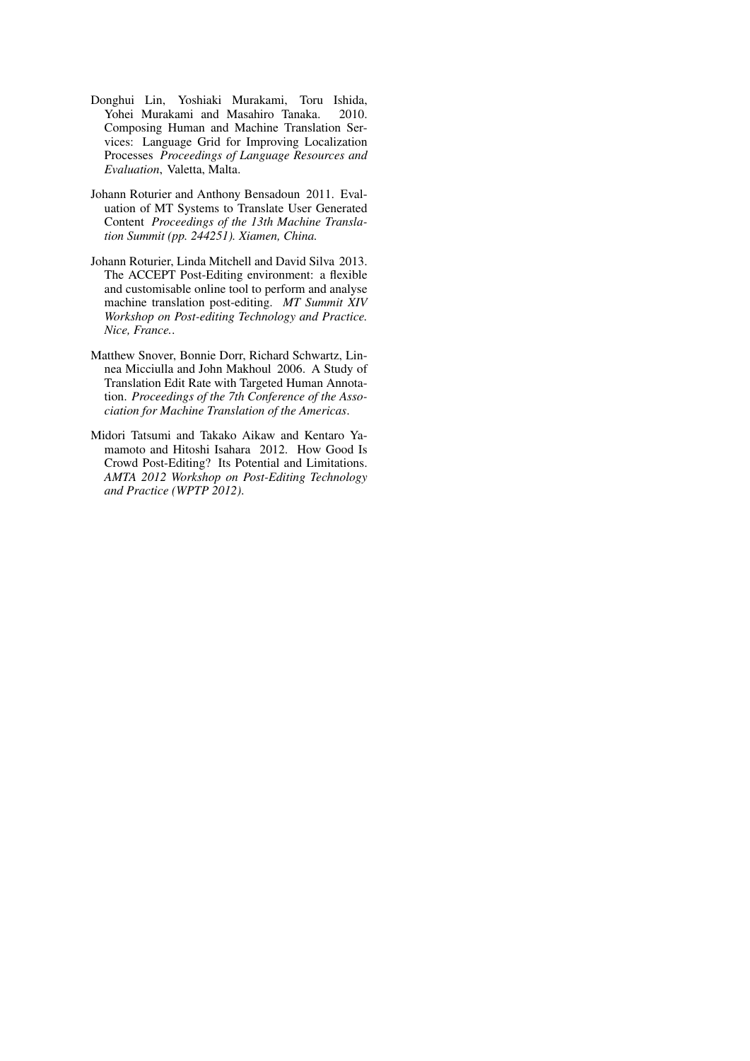Donghui Lin, Yoshiaki Murakami, Toru Ishida, Yohei Murakami and Masahiro Tanaka. 2010. Composing Human and Machine Translation Services: Language Grid for Improving Localization Processes *Proceedings of Language Resources and Evaluation*, Valetta, Malta.

Johann Roturier and Anthony Bensadoun 2011. Evaluation of MT Systems to Translate User Generated Content *Proceedings of the 13th Machine Translation Summit (pp. 244251). Xiamen, China.*

Johann Roturier, Linda Mitchell and David Silva 2013. The ACCEPT Post-Editing environment: a flexible and customisable online tool to perform and analyse machine translation post-editing. *MT Summit XIV Workshop on Post-editing Technology and Practice. Nice, France.*.

Matthew Snover, Bonnie Dorr, Richard Schwartz, Linnea Micciulla and John Makhoul 2006. A Study of Translation Edit Rate with Targeted Human Annotation. *Proceedings of the 7th Conference of the Association for Machine Translation of the Americas*.

Midori Tatsumi and Takako Aikaw and Kentaro Yamamoto and Hitoshi Isahara 2012. How Good Is Crowd Post-Editing? Its Potential and Limitations. *AMTA 2012 Workshop on Post-Editing Technology and Practice (WPTP 2012).*